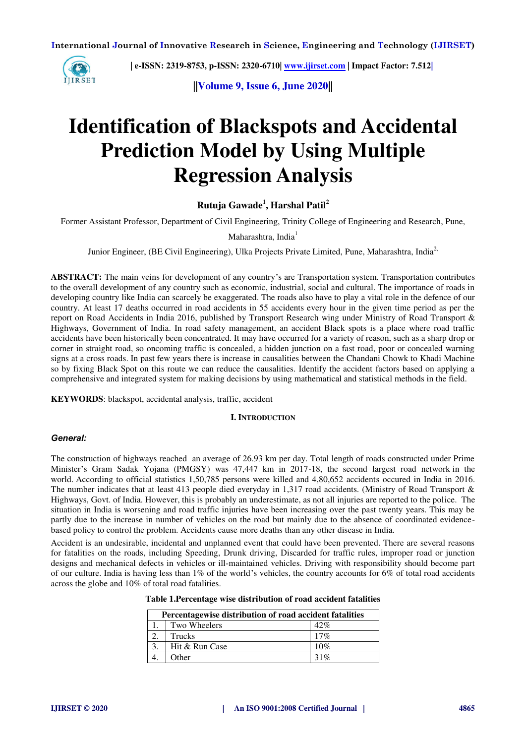# Identification of Blackspots and Accidental Prediction Model by Using Multiple Regression Analysis

**Rutuja Gawade[1], Harshal Patil[2]**

Former Assistant Professor, Department of Civil Engineering, Trinity College of Engineering and Research, Pune, Maharashtra, India[1]

Junior Engineer, (BE Civil Engineering), Ulka Projects Private Limited, Pune, Maharashtra, India[2]

**ABSTRACT:** The main veins for development of any country's are Transportation system. Transportation contributes to the overall development of any country such as economic, industrial, social and cultural. The importance of roads in developing country like India can scarcely be exaggerated. The roads also have to play a vital role in the defence of our country. At least 17 deaths occurred in road accidents in 55 accidents every hour in the given time period as per the report on Road Accidents in India 2016, published by Transport Research wing under Ministry of Road Transport & Highways, Government of India. In road safety management, an accident Black spots is a place where road traffic accidents have been historically been concentrated. It may have occurred for a variety of reason, such as a sharp drop or corner in straight road, so oncoming traffic is concealed, a hidden junction on a fast road, poor or concealed warning signs at a cross roads. In past few years there is increase in causalities between the Chandani Chowk to Khadi Machine so by fixing Black Spot on this route we can reduce the causalities. Identify the accident factors based on applying a comprehensive and integrated system for making decisions by using mathematical and statistical methods in the field.

**KEYWORDS**: blackspot, accidental analysis, traffic, accident

## I. Introduction

### *General:*

The construction of highways reached an average of 26.93 km per day. Total length of roads constructed under Prime Minister's Gram Sadak Yojana (PMGSY) was 47,447 km in 2017-18, the second largest road network in the world. According to official statistics 1,50,785 persons were killed and 4,80,652 accidents occured in India in 2016. The number indicates that at least 413 people died everyday in 1,317 road accidents. (Ministry of Road Transport & Highways, Govt. of India. However, this is probably an underestimate, as not all injuries are reported to the police. The situation in India is worsening and road traffic injuries have been increasing over the past twenty years. This may be partly due to the increase in number of vehicles on the road but mainly due to the absence of coordinated evidence-based policy to control the problem. Accidents cause more deaths than any other disease in India.

Accident is an undesirable, incidental and unplanned event that could have been prevented. There are several reasons for fatalities on the roads, including Speeding, Drunk driving, Discarded for traffic rules, improper road or junction designs and mechanical defects in vehicles or ill-maintained vehicles. Driving with responsibility should become part of our culture. India is having less than 1% of the world's vehicles, the country accounts for 6% of total road accidents across the globe and 10% of total road fatalities.

**Table 1.Percentage wise distribution of road accident fatalities**

| Percentagewise distribution of road accident fatalities | | |
|---|---|---|
| 1. | Two Wheelers | 42% |
| 2. | Trucks | 17% |
| 3. | Hit & Run Case | 10% |
| 4. | Other | 31% |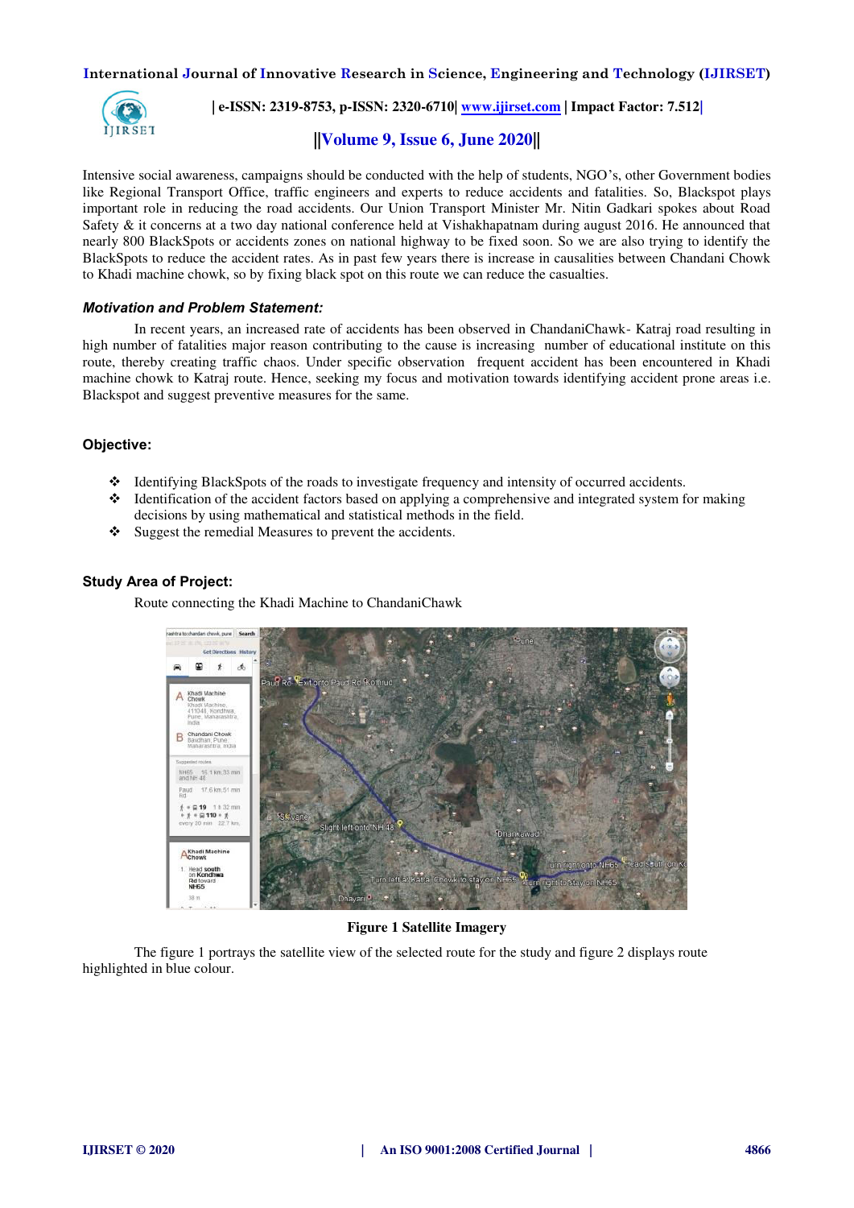Intensive social awareness, campaigns should be conducted with the help of students, NGO's, other Government bodies like Regional Transport Office, traffic engineers and experts to reduce accidents and fatalities. So, Blackspot plays important role in reducing the road accidents. Our Union Transport Minister Mr. Nitin Gadkari spokes about Road Safety & it concerns at a two day national conference held at Vishakhapatnam during august 2016. He announced that nearly 800 BlackSpots or accidents zones on national highway to be fixed soon. So we are also trying to identify the BlackSpots to reduce the accident rates. As in past few years there is increase in causalities between Chandani Chowk to Khadi machine chowk, so by fixing black spot on this route we can reduce the casualties.

### *Motivation and Problem Statement:*

In recent years, an increased rate of accidents has been observed in ChandaniChawk- Katraj road resulting in high number of fatalities major reason contributing to the cause is increasing number of educational institute on this route, thereby creating traffic chaos. Under specific observation frequent accident has been encountered in Khadi machine chowk to Katraj route. Hence, seeking my focus and motivation towards identifying accident prone areas i.e. Blackspot and suggest preventive measures for the same.

### Objective:

- Identifying BlackSpots of the roads to investigate frequency and intensity of occurred accidents.
- Identification of the accident factors based on applying a comprehensive and integrated system for making decisions by using mathematical and statistical methods in the field.
- Suggest the remedial Measures to prevent the accidents.

### Study Area of Project:

Route connecting the Khadi Machine to ChandaniChawk

**Figure 1 Satellite Imagery**

The figure 1 portrays the satellite view of the selected route for the study and figure 2 displays route highlighted in blue colour.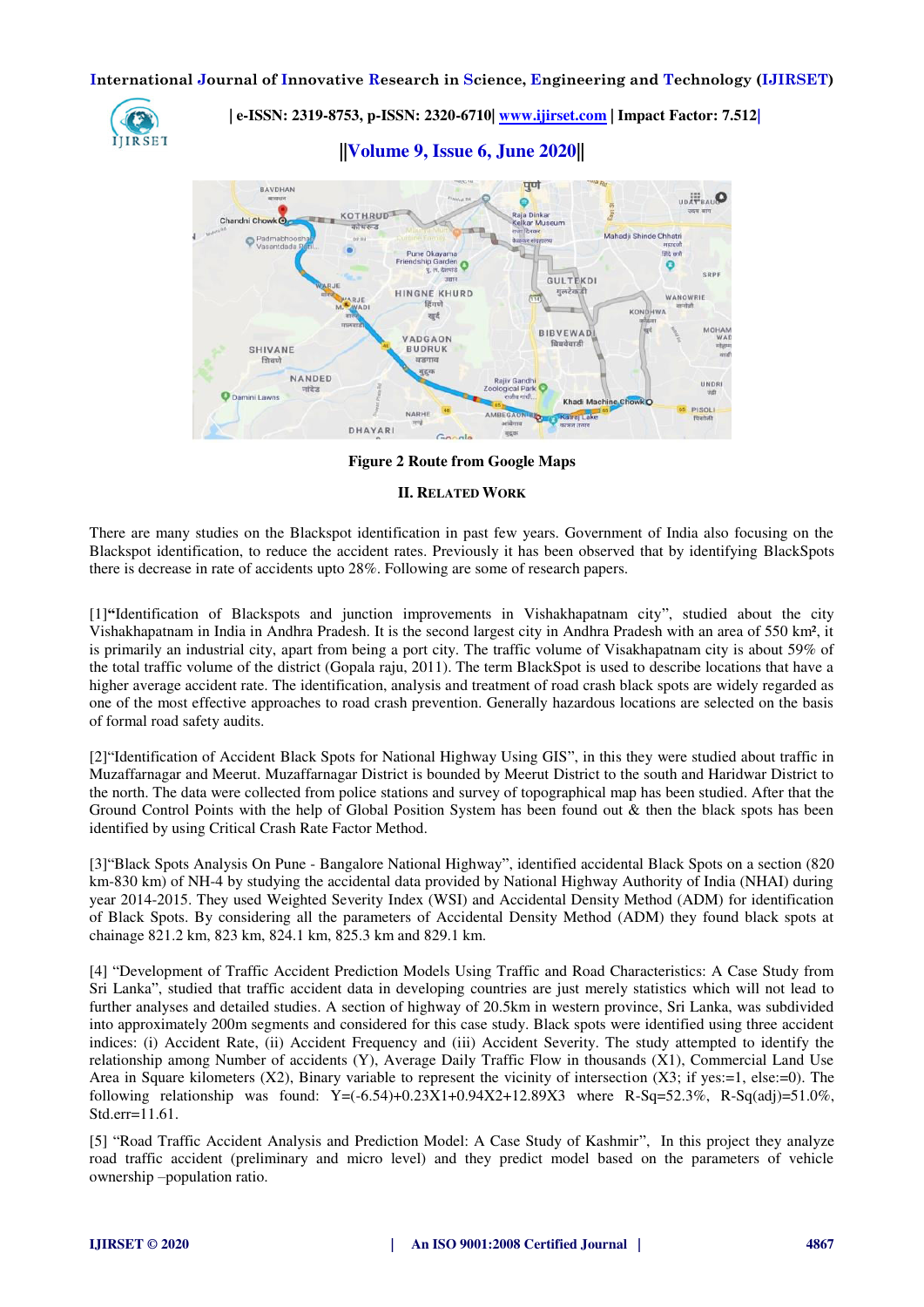Figure 2 Route from Google Maps

## II. RELATED WORK

There are many studies on the Blackspot identification in past few years. Government of India also focusing on the Blackspot identification, to reduce the accident rates. Previously it has been observed that by identifying BlackSpots there is decrease in rate of accidents upto 28%. Following are some of research papers.

[1]**"**Identification of Blackspots and junction improvements in Vishakhapatnam city", studied about the city Vishakhapatnam in India in Andhra Pradesh. It is the second largest city in Andhra Pradesh with an area of 550 km², it is primarily an industrial city, apart from being a port city. The traffic volume of Visakhapatnam city is about 59% of the total traffic volume of the district (Gopala raju, 2011). The term BlackSpot is used to describe locations that have a higher average accident rate. The identification, analysis and treatment of road crash black spots are widely regarded as one of the most effective approaches to road crash prevention. Generally hazardous locations are selected on the basis of formal road safety audits.

[2]"Identification of Accident Black Spots for National Highway Using GIS", in this they were studied about traffic in Muzaffarnagar and Meerut. Muzaffarnagar District is bounded by Meerut District to the south and Haridwar District to the north. The data were collected from police stations and survey of topographical map has been studied. After that the Ground Control Points with the help of Global Position System has been found out & then the black spots has been identified by using Critical Crash Rate Factor Method.

[3]"Black Spots Analysis On Pune - Bangalore National Highway", identified accidental Black Spots on a section (820 km-830 km) of NH-4 by studying the accidental data provided by National Highway Authority of India (NHAI) during year 2014-2015. They used Weighted Severity Index (WSI) and Accidental Density Method (ADM) for identification of Black Spots. By considering all the parameters of Accidental Density Method (ADM) they found black spots at chainage 821.2 km, 823 km, 824.1 km, 825.3 km and 829.1 km.

[4] "Development of Traffic Accident Prediction Models Using Traffic and Road Characteristics: A Case Study from Sri Lanka", studied that traffic accident data in developing countries are just merely statistics which will not lead to further analyses and detailed studies. A section of highway of 20.5km in western province, Sri Lanka, was subdivided into approximately 200m segments and considered for this case study. Black spots were identified using three accident indices: (i) Accident Rate, (ii) Accident Frequency and (iii) Accident Severity. The study attempted to identify the relationship among Number of accidents (Y), Average Daily Traffic Flow in thousands (X1), Commercial Land Use Area in Square kilometers (X2), Binary variable to represent the vicinity of intersection (X3; if yes:=1, else:=0). The following relationship was found: $Y=(-6.54)+0.23X1+0.94X2+12.89X3$ where R-Sq=52.3%, R-Sq(adj)=51.0%, Std.err=11.61.

[5] "Road Traffic Accident Analysis and Prediction Model: A Case Study of Kashmir", In this project they analyze road traffic accident (preliminary and micro level) and they predict model based on the parameters of vehicle ownership –population ratio.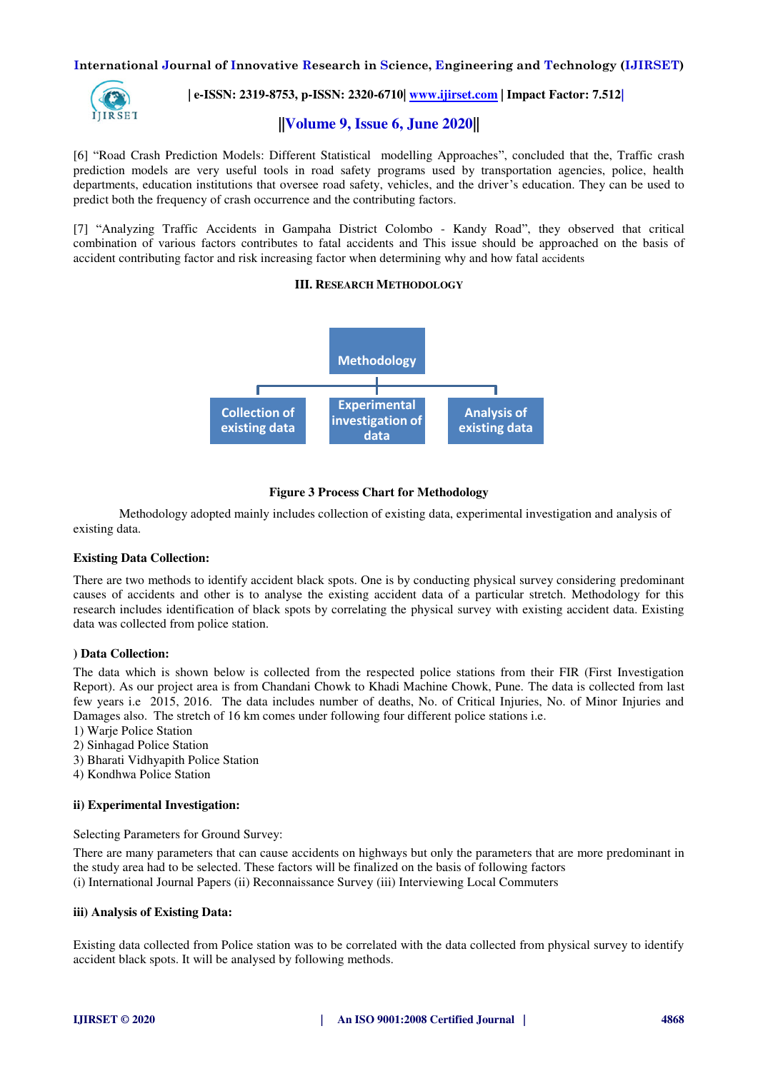[6] "Road Crash Prediction Models: Different Statistical modelling Approaches", concluded that the, Traffic crash prediction models are very useful tools in road safety programs used by transportation agencies, police, health departments, education institutions that oversee road safety, vehicles, and the driver's education. They can be used to predict both the frequency of crash occurrence and the contributing factors.

[7] "Analyzing Traffic Accidents in Gampaha District Colombo - Kandy Road", they observed that critical combination of various factors contributes to fatal accidents and This issue should be approached on the basis of accident contributing factor and risk increasing factor when determining why and how fatal accidents

## III. RESEARCH METHODOLOGY

Methodology

Collection of existing data | Experimental investigation of data | Analysis of existing data

**Figure 3 Process Chart for Methodology**

Methodology adopted mainly includes collection of existing data, experimental investigation and analysis of existing data.

**Existing Data Collection:**

There are two methods to identify accident black spots. One is by conducting physical survey considering predominant causes of accidents and other is to analyse the existing accident data of a particular stretch. Methodology for this research includes identification of black spots by correlating the physical survey with existing accident data. Existing data was collected from police station.

**) Data Collection:**

The data which is shown below is collected from the respected police stations from their FIR (First Investigation Report). As our project area is from Chandani Chowk to Khadi Machine Chowk, Pune. The data is collected from last few years i.e 2015, 2016. The data includes number of deaths, No. of Critical Injuries, No. of Minor Injuries and Damages also. The stretch of 16 km comes under following four different police stations i.e.

1) Warje Police Station
2) Sinhagad Police Station
3) Bharati Vidhyapith Police Station
4) Kondhwa Police Station

**ii) Experimental Investigation:**

Selecting Parameters for Ground Survey:

There are many parameters that can cause accidents on highways but only the parameters that are more predominant in the study area had to be selected. These factors will be finalized on the basis of following factors
(i) International Journal Papers (ii) Reconnaissance Survey (iii) Interviewing Local Commuters

**iii) Analysis of Existing Data:**

Existing data collected from Police station was to be correlated with the data collected from physical survey to identify accident black spots. It will be analysed by following methods.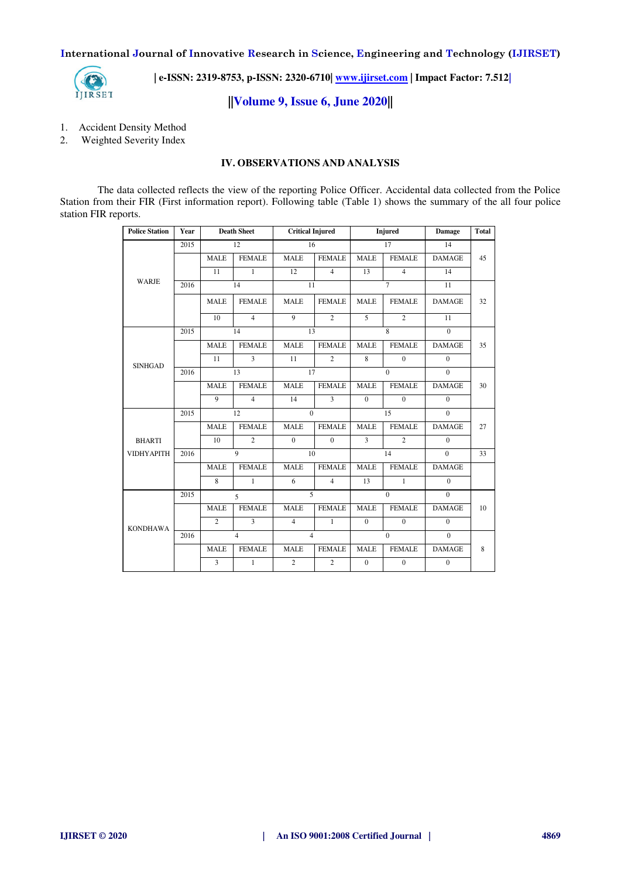1. Accident Density Method
2. Weighted Severity Index

## IV. OBSERVATIONS AND ANALYSIS

The data collected reflects the view of the reporting Police Officer. Accidental data collected from the Police Station from their FIR (First information report). Following table (Table 1) shows the summary of the all four police station FIR reports.

| Police Station | Year | Death Sheet | | Critical Injured | | Injured | | Damage | Total |
|---|---|---|---|---|---|---|---|---|---|
| WARJE | 2015 | 12 | | 16 | | 17 | | 14 | 45 |
| | | MALE | FEMALE | MALE | FEMALE | MALE | FEMALE | DAMAGE | |
| | | 11 | 1 | 12 | 4 | 13 | 4 | 14 | |
| | 2016 | 14 | | 11 | | 7 | | 11 | 32 |
| | | MALE | FEMALE | MALE | FEMALE | MALE | FEMALE | DAMAGE | |
| | | 10 | 4 | 9 | 2 | 5 | 2 | 11 | |
| SINHGAD | 2015 | 14 | | 13 | | 8 | | 0 | 35 |
| | | MALE | FEMALE | MALE | FEMALE | MALE | FEMALE | DAMAGE | |
| | | 11 | 3 | 11 | 2 | 8 | 0 | 0 | |
| | 2016 | 13 | | 17 | | 0 | | 0 | 30 |
| | | MALE | FEMALE | MALE | FEMALE | MALE | FEMALE | DAMAGE | |
| | | 9 | 4 | 14 | 3 | 0 | 0 | 0 | |
| BHARTI VIDHYAPITH | 2015 | 12 | | 0 | | 15 | | 0 | 27 |
| | | MALE | FEMALE | MALE | FEMALE | MALE | FEMALE | DAMAGE | |
| | | 10 | 2 | 0 | 0 | 3 | 2 | 0 | |
| | 2016 | 9 | | 10 | | 14 | | 0 | 33 |
| | | MALE | FEMALE | MALE | FEMALE | MALE | FEMALE | DAMAGE | |
| | | 8 | 1 | 6 | 4 | 13 | 1 | 0 | |
| KONDHAWA | 2015 | 5 | | 5 | | 0 | | 0 | 10 |
| | | MALE | FEMALE | MALE | FEMALE | MALE | FEMALE | DAMAGE | |
| | | 2 | 3 | 4 | 1 | 0 | 0 | 0 | |
| | 2016 | 4 | | 4 | | 0 | | 0 | 8 |
| | | MALE | FEMALE | MALE | FEMALE | MALE | FEMALE | DAMAGE | |
| | | 3 | 1 | 2 | 2 | 0 | 0 | 0 | |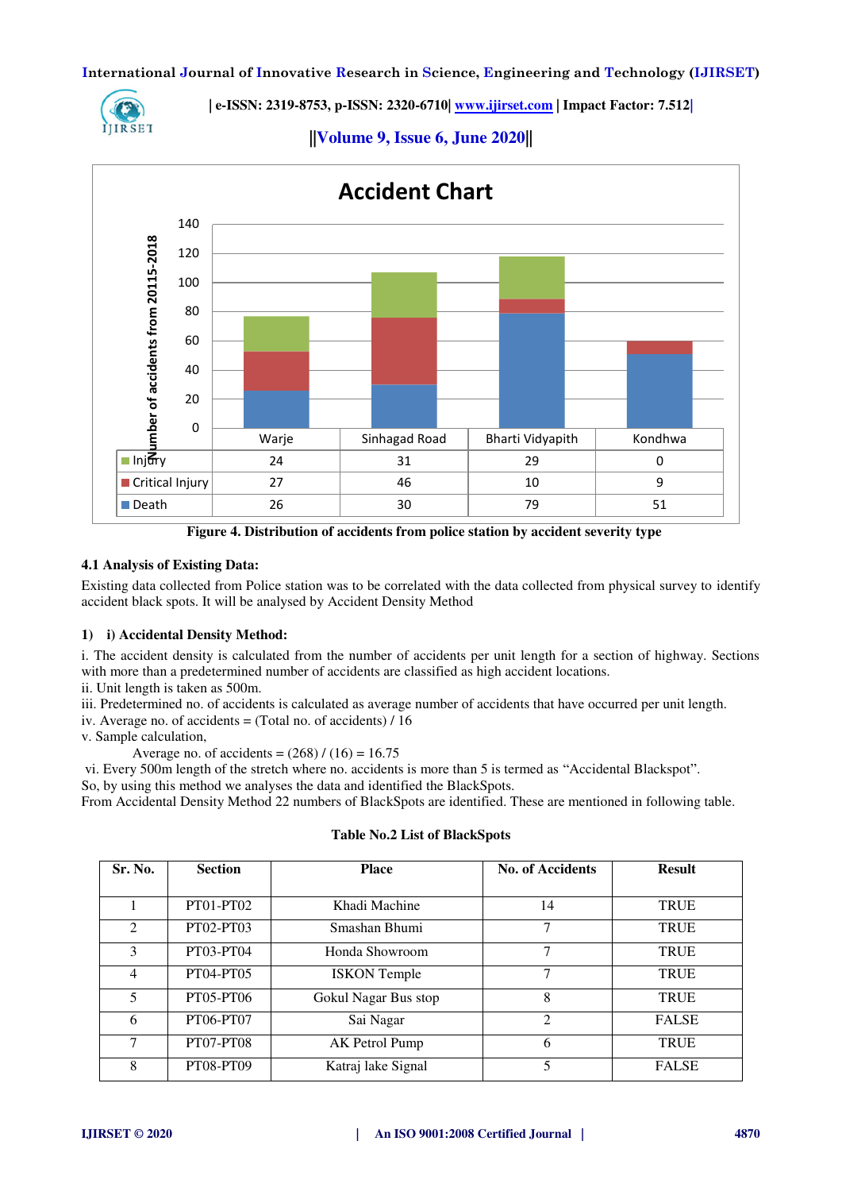**Accident Chart**

| | Warje | Sinhagad Road | Bharti Vidyapith | Kondhwa |
|---|---|---|---|---|
| Injury | 24 | 31 | 29 | 0 |
| Critical Injury | 27 | 46 | 10 | 9 |
| Death | 26 | 30 | 79 | 51 |

**Figure 4. Distribution of accidents from police station by accident severity type**

### 4.1 Analysis of Existing Data:

Existing data collected from Police station was to be correlated with the data collected from physical survey to identify accident black spots. It will be analysed by Accident Density Method

#### 1) i) Accidental Density Method:

i. The accident density is calculated from the number of accidents per unit length for a section of highway. Sections with more than a predetermined number of accidents are classified as high accident locations.

ii. Unit length is taken as 500m.

iii. Predetermined no. of accidents is calculated as average number of accidents that have occurred per unit length.

iv. Average no. of accidents = (Total no. of accidents) / 16

v. Sample calculation,

Average no. of accidents = (268) / (16) = 16.75

vi. Every 500m length of the stretch where no. accidents is more than 5 is termed as "Accidental Blackspot".

So, by using this method we analyses the data and identified the BlackSpots.

From Accidental Density Method 22 numbers of BlackSpots are identified. These are mentioned in following table.

**Table No.2 List of BlackSpots**

| Sr. No. | Section | Place | No. of Accidents | Result |
|---|---|---|---|---|
| 1 | PT01-PT02 | Khadi Machine | 14 | TRUE |
| 2 | PT02-PT03 | Smashan Bhumi | 7 | TRUE |
| 3 | PT03-PT04 | Honda Showroom | 7 | TRUE |
| 4 | PT04-PT05 | ISKON Temple | 7 | TRUE |
| 5 | PT05-PT06 | Gokul Nagar Bus stop | 8 | TRUE |
| 6 | PT06-PT07 | Sai Nagar | 2 | FALSE |
| 7 | PT07-PT08 | AK Petrol Pump | 6 | TRUE |
| 8 | PT08-PT09 | Katraj lake Signal | 5 | FALSE |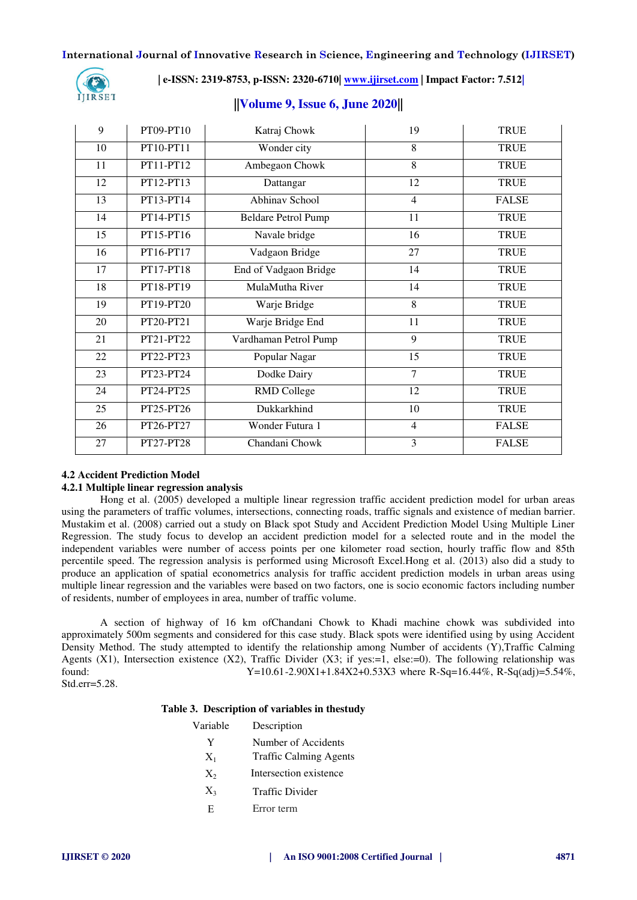| 9 | PT09-PT10 | Katraj Chowk | 19 | TRUE |
|---|---|---|---|---|
| 10 | PT10-PT11 | Wonder city | 8 | TRUE |
| 11 | PT11-PT12 | Ambegaon Chowk | 8 | TRUE |
| 12 | PT12-PT13 | Dattangar | 12 | TRUE |
| 13 | PT13-PT14 | Abhinav School | 4 | FALSE |
| 14 | PT14-PT15 | Beldare Petrol Pump | 11 | TRUE |
| 15 | PT15-PT16 | Navale bridge | 16 | TRUE |
| 16 | PT16-PT17 | Vadgaon Bridge | 27 | TRUE |
| 17 | PT17-PT18 | End of Vadgaon Bridge | 14 | TRUE |
| 18 | PT18-PT19 | MulaMutha River | 14 | TRUE |
| 19 | PT19-PT20 | Warje Bridge | 8 | TRUE |
| 20 | PT20-PT21 | Warje Bridge End | 11 | TRUE |
| 21 | PT21-PT22 | Vardhaman Petrol Pump | 9 | TRUE |
| 22 | PT22-PT23 | Popular Nagar | 15 | TRUE |
| 23 | PT23-PT24 | Dodke Dairy | 7 | TRUE |
| 24 | PT24-PT25 | RMD College | 12 | TRUE |
| 25 | PT25-PT26 | Dukkarkhind | 10 | TRUE |
| 26 | PT26-PT27 | Wonder Futura 1 | 4 | FALSE |
| 27 | PT27-PT28 | Chandani Chowk | 3 | FALSE |

### 4.2 Accident Prediction Model

#### 4.2.1 Multiple linear regression analysis

Hong et al. (2005) developed a multiple linear regression traffic accident prediction model for urban areas using the parameters of traffic volumes, intersections, connecting roads, traffic signals and existence of median barrier. Mustakim et al. (2008) carried out a study on Black spot Study and Accident Prediction Model Using Multiple Liner Regression. The study focus to develop an accident prediction model for a selected route and in the model the independent variables were number of access points per one kilometer road section, hourly traffic flow and 85th percentile speed. The regression analysis is performed using Microsoft Excel.Hong et al. (2013) also did a study to produce an application of spatial econometrics analysis for traffic accident prediction models in urban areas using multiple linear regression and the variables were based on two factors, one is socio economic factors including number of residents, number of employees in area, number of traffic volume.

A section of highway of 16 km ofChandani Chowk to Khadi machine chowk was subdivided into approximately 500m segments and considered for this case study. Black spots were identified using by using Accident Density Method. The study attempted to identify the relationship among Number of accidents (Y),Traffic Calming Agents (X1), Intersection existence (X2), Traffic Divider (X3; if yes:=1, else:=0). The following relationship was found: $Y=10.61-2.90X1+1.84X2+0.53X3$ where R-Sq=16.44%, R-Sq(adj)=5.54%, Std.err=5.28.

**Table 3. Description of variables in thestudy**

| Variable | Description |
|---|---|
| Y | Number of Accidents |
| $X_1$ | Traffic Calming Agents |
| $X_2$ | Intersection existence |
| $X_3$ | Traffic Divider |
| E | Error term |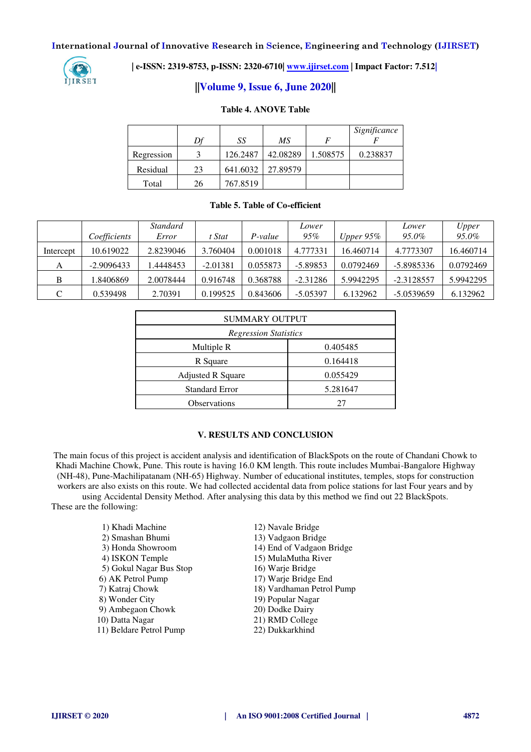**Table 4. ANOVE Table**

| | Df | SS | MS | F | Significance F |
|---|---|---|---|---|---|
| Regression | 3 | 126.2487 | 42.08289 | 1.508575 | 0.238837 |
| Residual | 23 | 641.6032 | 27.89579 | | |
| Total | 26 | 767.8519 | | | |

**Table 5. Table of Co-efficient**

| | Coefficients | Standard Error | t Stat | P-value | Lower 95% | Upper 95% | Lower 95.0% | Upper 95.0% |
|---|---|---|---|---|---|---|---|---|
| Intercept | 10.619022 | 2.8239046 | 3.760404 | 0.001018 | 4.777331 | 16.460714 | 4.7773307 | 16.460714 |
| A | -2.9096433 | 1.4448453 | -2.01381 | 0.055873 | -5.89853 | 0.0792469 | -5.8985336 | 0.0792469 |
| B | 1.8406869 | 2.0078444 | 0.916748 | 0.368788 | -2.31286 | 5.9942295 | -2.3128557 | 5.9942295 |
| C | 0.539498 | 2.70391 | 0.199525 | 0.843606 | -5.05397 | 6.132962 | -5.0539659 | 6.132962 |

| SUMMARY OUTPUT | |
|---|---|
| *Regression Statistics* | |
| Multiple R | 0.405485 |
| R Square | 0.164418 |
| Adjusted R Square | 0.055429 |
| Standard Error | 5.281647 |
| Observations | 27 |

## V. RESULTS AND CONCLUSION

The main focus of this project is accident analysis and identification of BlackSpots on the route of Chandani Chowk to Khadi Machine Chowk, Pune. This route is having 16.0 KM length. This route includes Mumbai-Bangalore Highway (NH-48), Pune-Machilipatanam (NH-65) Highway. Number of educational institutes, temples, stops for construction workers are also exists on this route. We had collected accidental data from police stations for last Four years and by using Accidental Density Method. After analysing this data by this method we find out 22 BlackSpots.

These are the following:

1) Khadi Machine
2) Smashan Bhumi
3) Honda Showroom
4) ISKON Temple
5) Gokul Nagar Bus Stop
6) AK Petrol Pump
7) Katraj Chowk
8) Wonder City
9) Ambegaon Chowk
10) Datta Nagar
11) Beldare Petrol Pump
12) Navale Bridge
13) Vadgaon Bridge
14) End of Vadgaon Bridge
15) MulaMutha River
16) Warje Bridge
17) Warje Bridge End
18) Vardhaman Petrol Pump
19) Popular Nagar
20) Dodke Dairy
21) RMD College
22) Dukkarkhind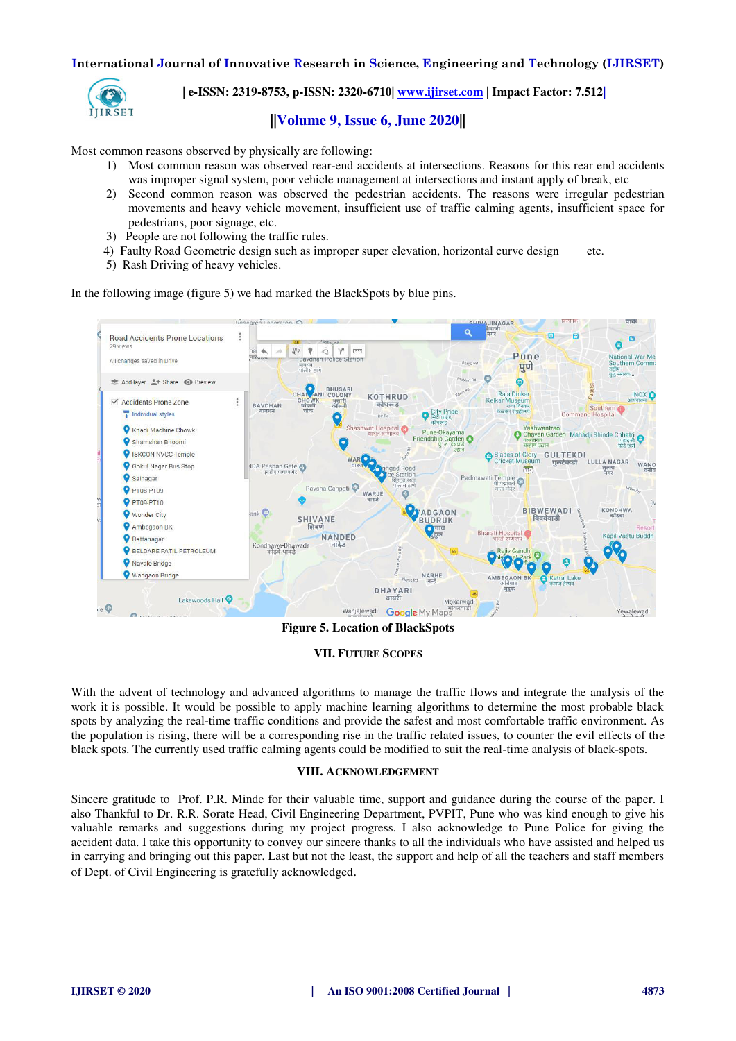Most common reasons observed by physically are following:

1) Most common reason was observed rear-end accidents at intersections. Reasons for this rear end accidents was improper signal system, poor vehicle management at intersections and instant apply of break, etc
2) Second common reason was observed the pedestrian accidents. The reasons were irregular pedestrian movements and heavy vehicle movement, insufficient use of traffic calming agents, insufficient space for pedestrians, poor signage, etc.
3) People are not following the traffic rules.
4) Faulty Road Geometric design such as improper super elevation, horizontal curve design etc.
5) Rash Driving of heavy vehicles.

In the following image (figure 5) we had marked the BlackSpots by blue pins.

**Figure 5. Location of BlackSpots**

## VII. FUTURE SCOPES

With the advent of technology and advanced algorithms to manage the traffic flows and integrate the analysis of the work it is possible. It would be possible to apply machine learning algorithms to determine the most probable black spots by analyzing the real-time traffic conditions and provide the safest and most comfortable traffic environment. As the population is rising, there will be a corresponding rise in the traffic related issues, to counter the evil effects of the black spots. The currently used traffic calming agents could be modified to suit the real-time analysis of black-spots.

## VIII. ACKNOWLEDGEMENT

Sincere gratitude to Prof. P.R. Minde for their valuable time, support and guidance during the course of the paper. I also Thankful to Dr. R.R. Sorate Head, Civil Engineering Department, PVPIT, Pune who was kind enough to give his valuable remarks and suggestions during my project progress. I also acknowledge to Pune Police for giving the accident data. I take this opportunity to convey our sincere thanks to all the individuals who have assisted and helped us in carrying and bringing out this paper. Last but not the least, the support and help of all the teachers and staff members of Dept. of Civil Engineering is gratefully acknowledged.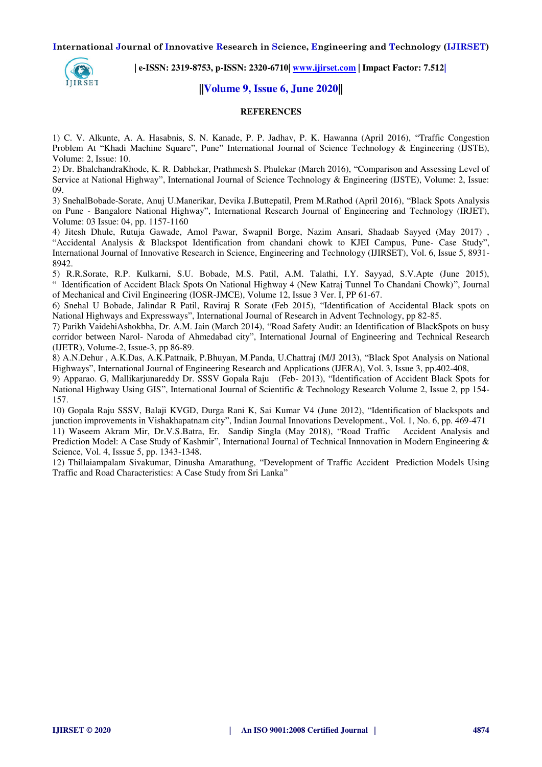## REFERENCES

1) C. V. Alkunte, A. A. Hasabnis, S. N. Kanade, P. P. Jadhav, P. K. Hawanna (April 2016), "Traffic Congestion Problem At "Khadi Machine Square", Pune" International Journal of Science Technology & Engineering (IJSTE), Volume: 2, Issue: 10.
2) Dr. BhalchandraKhode, K. R. Dabhekar, Prathmesh S. Phulekar (March 2016), "Comparison and Assessing Level of Service at National Highway", International Journal of Science Technology & Engineering (IJSTE), Volume: 2, Issue: 09.
3) SnehalBobade-Sorate, Anuj U.Manerikar, Devika J.Buttepatil, Prem M.Rathod (April 2016), "Black Spots Analysis on Pune - Bangalore National Highway", International Research Journal of Engineering and Technology (IRJET), Volume: 03 Issue: 04, pp. 1157-1160
4) Jitesh Dhule, Rutuja Gawade, Amol Pawar, Swapnil Borge, Nazim Ansari, Shadaab Sayyed (May 2017) , "Accidental Analysis & Blackspot Identification from chandani chowk to KJEI Campus, Pune- Case Study", International Journal of Innovative Research in Science, Engineering and Technology (IJIRSET), Vol. 6, Issue 5, 8931-8942.
5) R.R.Sorate, R.P. Kulkarni, S.U. Bobade, M.S. Patil, A.M. Talathi, I.Y. Sayyad, S.V.Apte (June 2015), " Identification of Accident Black Spots On National Highway 4 (New Katraj Tunnel To Chandani Chowk)", Journal of Mechanical and Civil Engineering (IOSR-JMCE), Volume 12, Issue 3 Ver. I, PP 61-67.
6) Snehal U Bobade, Jalindar R Patil, Raviraj R Sorate (Feb 2015), "Identification of Accidental Black spots on National Highways and Expressways", International Journal of Research in Advent Technology, pp 82-85.
7) Parikh VaidehiAshokbha, Dr. A.M. Jain (March 2014), "Road Safety Audit: an Identification of BlackSpots on busy corridor between Narol- Naroda of Ahmedabad city", International Journal of Engineering and Technical Research (IJETR), Volume-2, Issue-3, pp 86-89.
8) A.N.Dehur , A.K.Das, A.K.Pattnaik, P.Bhuyan, M.Panda, U.Chattraj (M/J 2013), "Black Spot Analysis on National Highways", International Journal of Engineering Research and Applications (IJERA), Vol. 3, Issue 3, pp.402-408,
9) Apparao. G, Mallikarjunareddy Dr. SSSV Gopala Raju (Feb- 2013), "Identification of Accident Black Spots for National Highway Using GIS", International Journal of Scientific & Technology Research Volume 2, Issue 2, pp 154-157.
10) Gopala Raju SSSV, Balaji KVGD, Durga Rani K, Sai Kumar V4 (June 2012), "Identification of blackspots and junction improvements in Vishakhapatnam city", Indian Journal Innovations Development., Vol. 1, No. 6, pp. 469-471
11) Waseem Akram Mir, Dr.V.S.Batra, Er. Sandip Singla (May 2018), "Road Traffic Accident Analysis and Prediction Model: A Case Study of Kashmir", International Journal of Technical Innnovation in Modern Engineering & Science, Vol. 4, Isssue 5, pp. 1343-1348.
12) Thillaiampalam Sivakumar, Dinusha Amarathung, "Development of Traffic Accident Prediction Models Using Traffic and Road Characteristics: A Case Study from Sri Lanka"